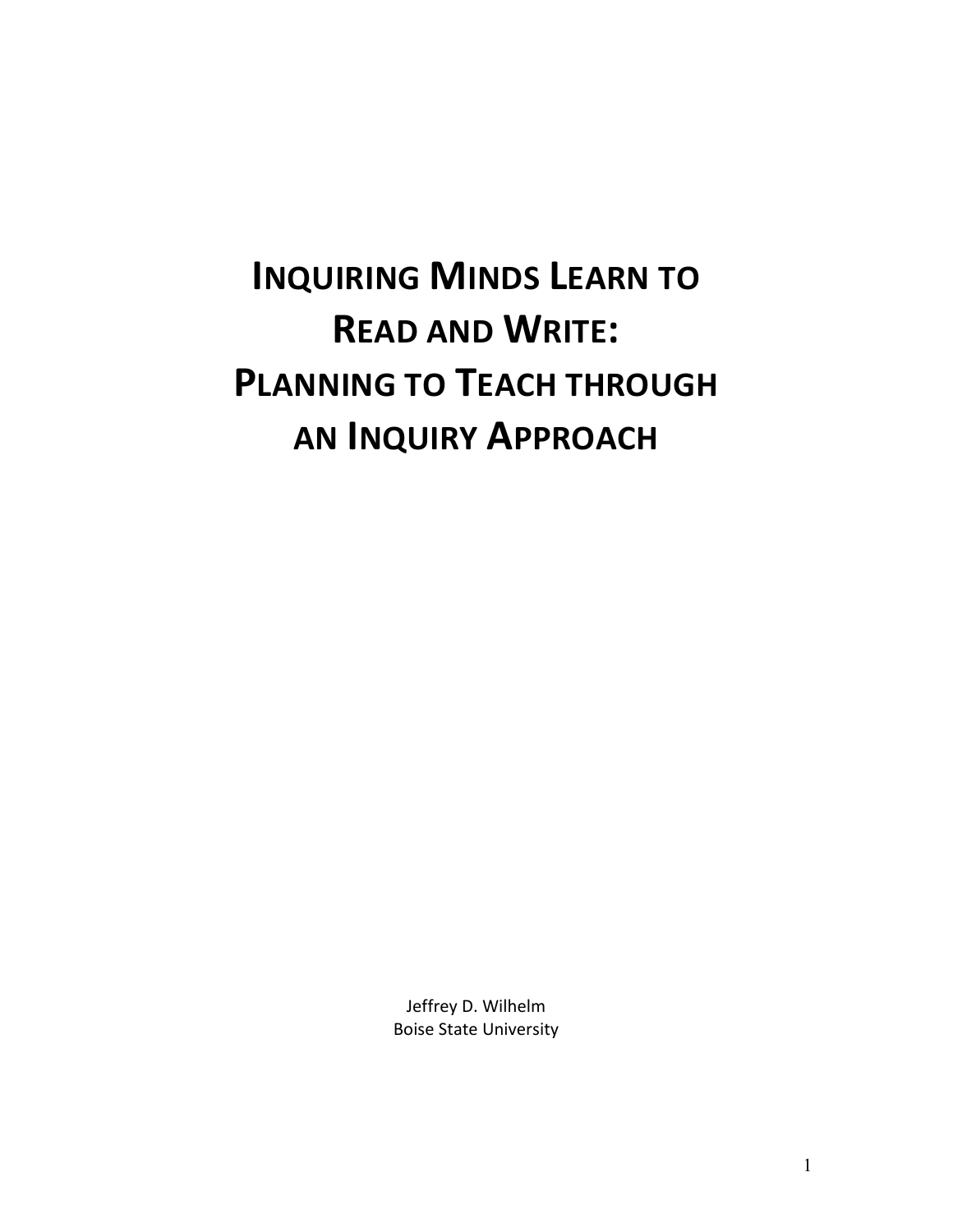# Inquiring Minds Learn to Read and Write: Planning to Teach through an Inquiry Approach

Jeffrey D. Wilhelm
Boise State University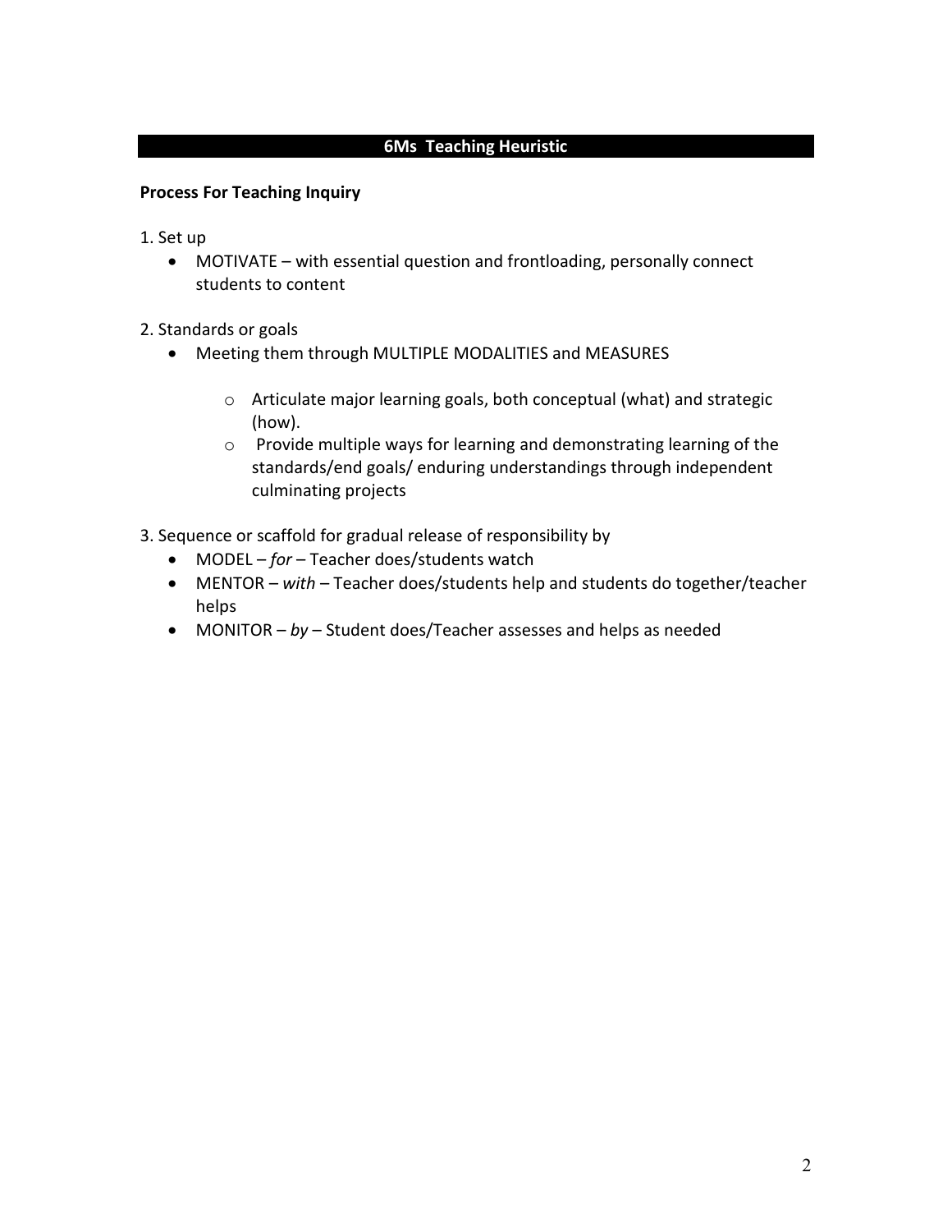## 6Ms Teaching Heuristic

**Process For Teaching Inquiry**

1. Set up
    - MOTIVATE – with essential question and frontloading, personally connect students to content

2. Standards or goals
    - Meeting them through MULTIPLE MODALITIES and MEASURES
        - Articulate major learning goals, both conceptual (what) and strategic (how).
        - Provide multiple ways for learning and demonstrating learning of the standards/end goals/ enduring understandings through independent culminating projects

3. Sequence or scaffold for gradual release of responsibility by
    - MODEL – *for* – Teacher does/students watch
    - MENTOR – *with* – Teacher does/students help and students do together/teacher helps
    - MONITOR – *by* – Student does/Teacher assesses and helps as needed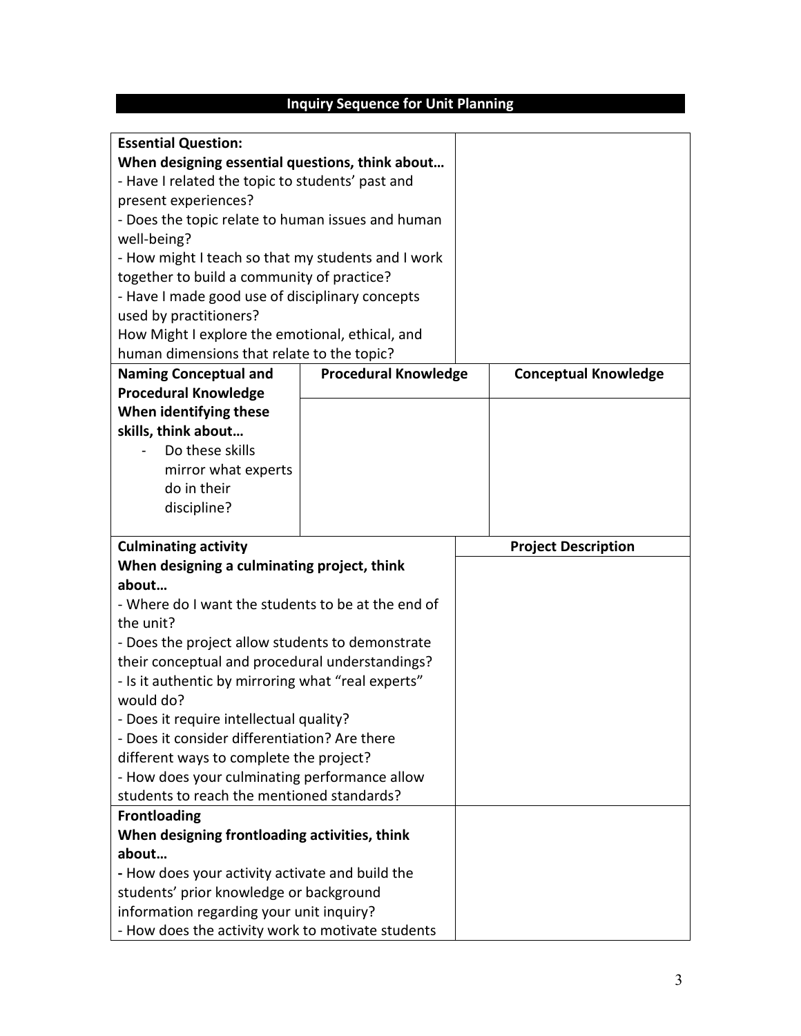## Inquiry Sequence for Unit Planning

| | | |
|---|---|---|
| **Essential Question:**<br>**When designing essential questions, think about…**<br>- Have I related the topic to students' past and present experiences?<br>- Does the topic relate to human issues and human well-being?<br>- How might I teach so that my students and I work together to build a community of practice?<br>- Have I made good use of disciplinary concepts used by practitioners?<br>How Might I explore the emotional, ethical, and human dimensions that relate to the topic? | | |
| **Naming Conceptual and Procedural Knowledge**<br>**When identifying these skills, think about…**<br>- Do these skills mirror what experts do in their discipline? | **Procedural Knowledge** | **Conceptual Knowledge** |
| **Culminating activity**<br>**When designing a culminating project, think about…**<br>- Where do I want the students to be at the end of the unit?<br>- Does the project allow students to demonstrate their conceptual and procedural understandings?<br>- Is it authentic by mirroring what "real experts" would do?<br>- Does it require intellectual quality?<br>- Does it consider differentiation? Are there different ways to complete the project?<br>- How does your culminating performance allow students to reach the mentioned standards? | **Project Description** | |
| **Frontloading**<br>**When designing frontloading activities, think about…**<br>- How does your activity activate and build the students' prior knowledge or background information regarding your unit inquiry?<br>- How does the activity work to motivate students | | |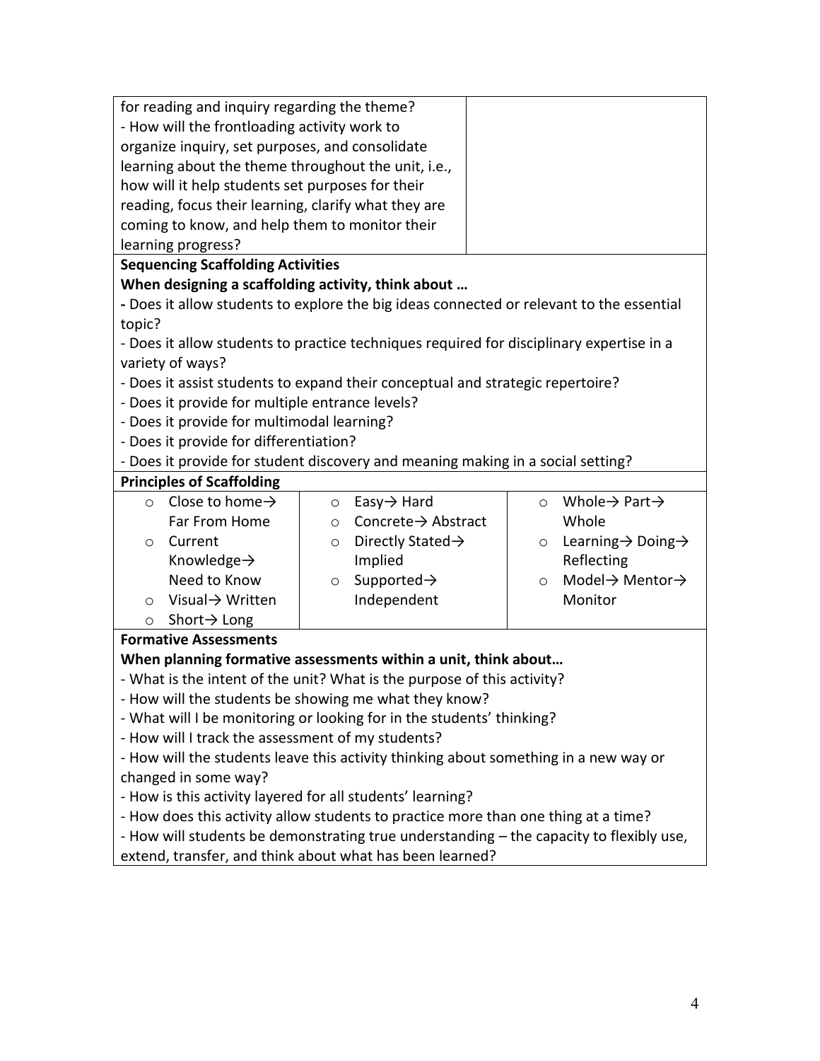| for reading and inquiry regarding the theme?<br>- How will the frontloading activity work to organize inquiry, set purposes, and consolidate learning about the theme throughout the unit, i.e., how will it help students set purposes for their reading, focus their learning, clarify what they are coming to know, and help them to monitor their learning progress? | |
|---|---|

**Sequencing Scaffolding Activities**

**When designing a scaffolding activity, think about …**

- Does it allow students to explore the big ideas connected or relevant to the essential topic?
- Does it allow students to practice techniques required for disciplinary expertise in a variety of ways?
- Does it assist students to expand their conceptual and strategic repertoire?
- Does it provide for multiple entrance levels?
- Does it provide for multimodal learning?
- Does it provide for differentiation?
- Does it provide for student discovery and meaning making in a social setting?

**Principles of Scaffolding**

| | | |
|---|---|---|
| ○ Close to home→ Far From Home<br>○ Current Knowledge→ Need to Know<br>○ Visual→ Written<br>○ Short→ Long | ○ Easy→ Hard<br>○ Concrete→ Abstract<br>○ Directly Stated→ Implied<br>○ Supported→ Independent | ○ Whole→ Part→ Whole<br>○ Learning→ Doing→ Reflecting<br>○ Model→ Mentor→ Monitor |

**Formative Assessments**

**When planning formative assessments within a unit, think about…**

- What is the intent of the unit? What is the purpose of this activity?
- How will the students be showing me what they know?
- What will I be monitoring or looking for in the students' thinking?
- How will I track the assessment of my students?
- How will the students leave this activity thinking about something in a new way or changed in some way?
- How is this activity layered for all students' learning?
- How does this activity allow students to practice more than one thing at a time?
- How will students be demonstrating true understanding – the capacity to flexibly use, extend, transfer, and think about what has been learned?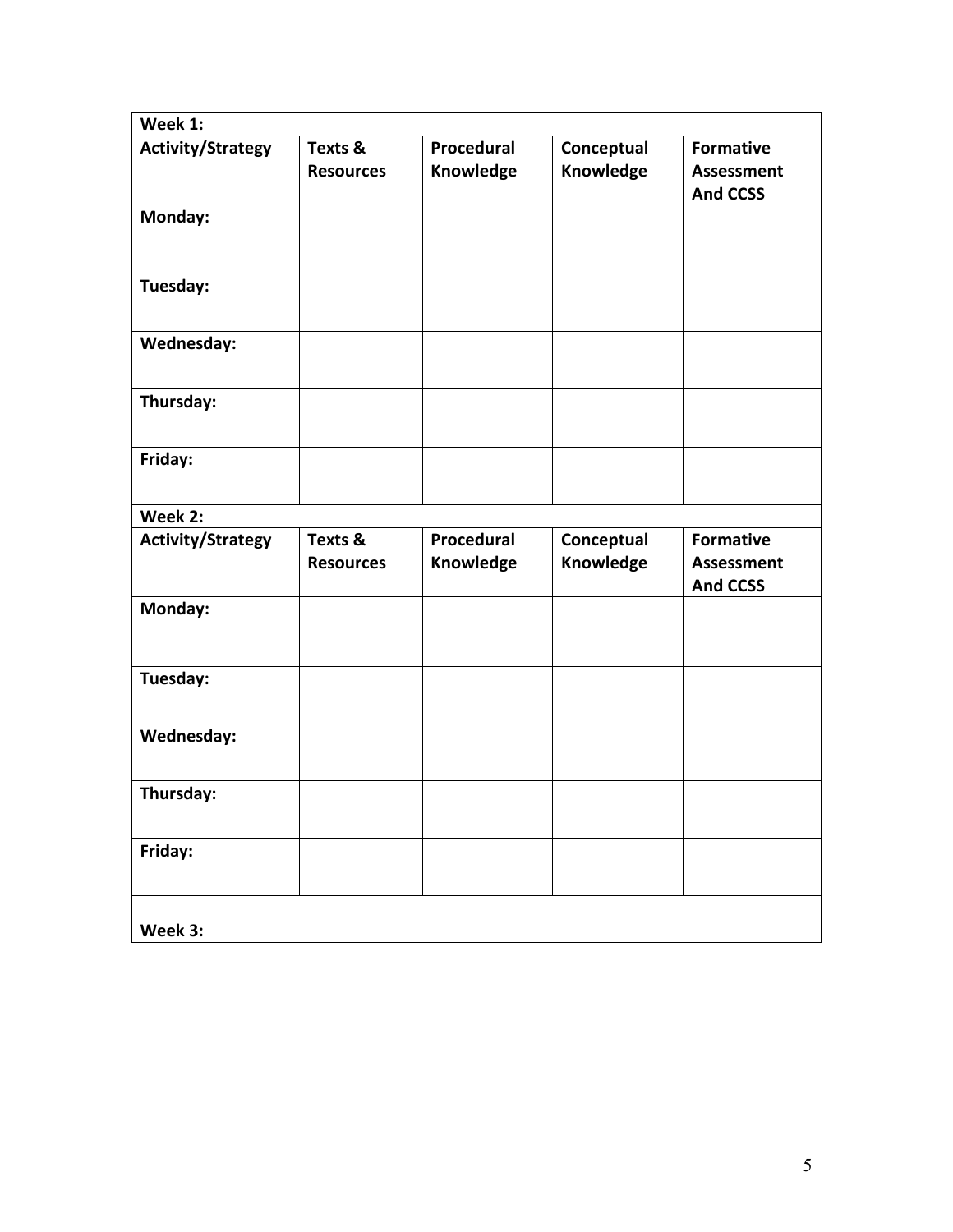| Week 1: | | | | |
|---|---|---|---|---|
| **Activity/Strategy** | **Texts & Resources** | **Procedural Knowledge** | **Conceptual Knowledge** | **Formative Assessment And CCSS** |
| **Monday:** | | | | |
| **Tuesday:** | | | | |
| **Wednesday:** | | | | |
| **Thursday:** | | | | |
| **Friday:** | | | | |
| **Week 2:** | | | | |
| **Activity/Strategy** | **Texts & Resources** | **Procedural Knowledge** | **Conceptual Knowledge** | **Formative Assessment And CCSS** |
| **Monday:** | | | | |
| **Tuesday:** | | | | |
| **Wednesday:** | | | | |
| **Thursday:** | | | | |
| **Friday:** | | | | |
| **Week 3:** | | | | |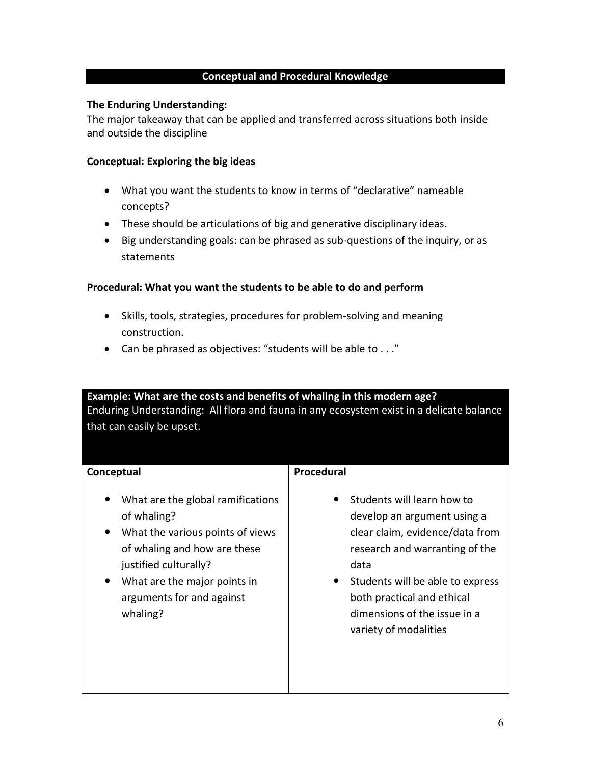## Conceptual and Procedural Knowledge

**The Enduring Understanding:**
The major takeaway that can be applied and transferred across situations both inside and outside the discipline

**Conceptual: Exploring the big ideas**

- What you want the students to know in terms of "declarative" nameable concepts?
- These should be articulations of big and generative disciplinary ideas.
- Big understanding goals: can be phrased as sub-questions of the inquiry, or as statements

**Procedural: What you want the students to be able to do and perform**

- Skills, tools, strategies, procedures for problem-solving and meaning construction.
- Can be phrased as objectives: "students will be able to . . ."

**Example: What are the costs and benefits of whaling in this modern age?**
Enduring Understanding: All flora and fauna in any ecosystem exist in a delicate balance that can easily be upset.

| Conceptual | Procedural |
|---|---|
| • What are the global ramifications of whaling?<br>• What the various points of views of whaling and how are these justified culturally?<br>• What are the major points in arguments for and against whaling? | • Students will learn how to develop an argument using a clear claim, evidence/data from research and warranting of the data<br>• Students will be able to express both practical and ethical dimensions of the issue in a variety of modalities |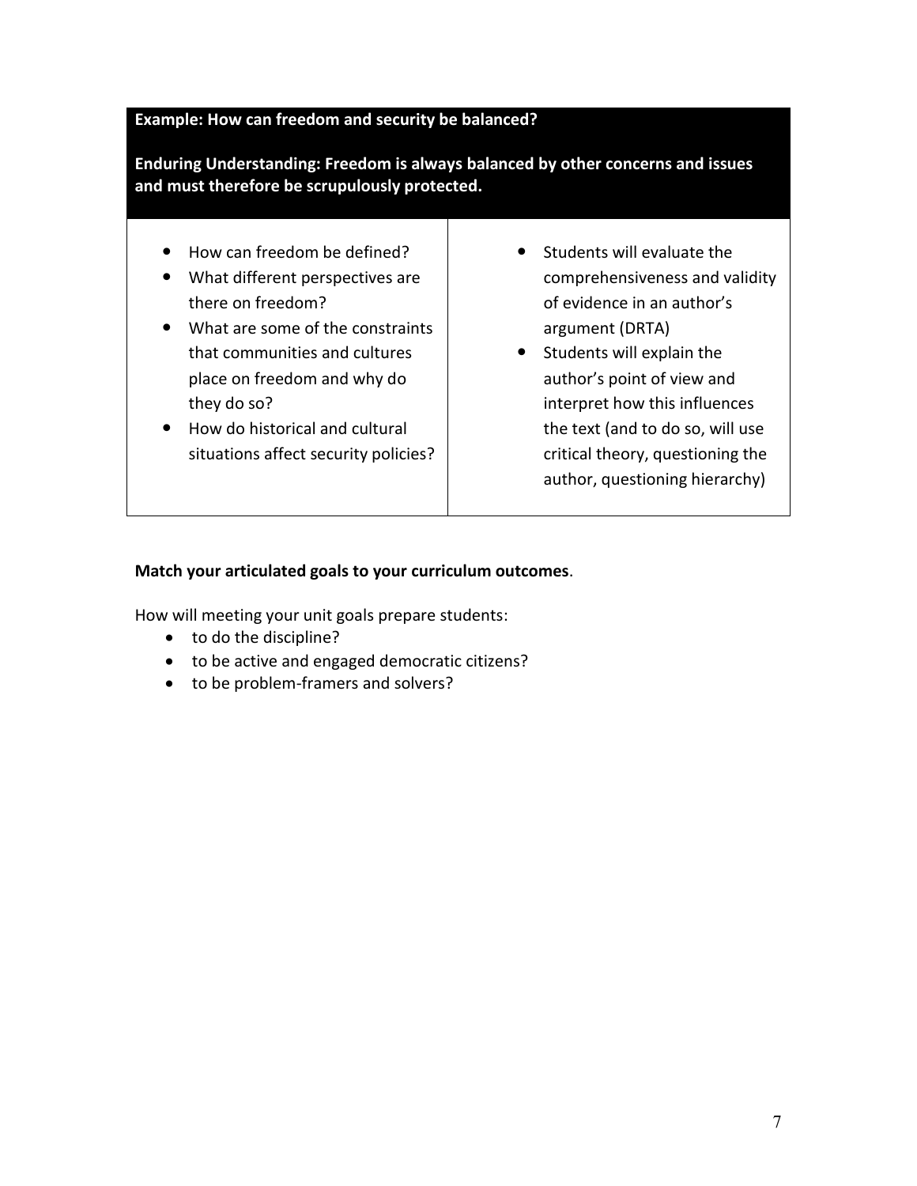| **Example: How can freedom and security be balanced?**<br><br>**Enduring Understanding: Freedom is always balanced by other concerns and issues and must therefore be scrupulously protected.** | |
|---|---|
| • How can freedom be defined?<br>• What different perspectives are there on freedom?<br>• What are some of the constraints that communities and cultures place on freedom and why do they do so?<br>• How do historical and cultural situations affect security policies? | • Students will evaluate the comprehensiveness and validity of evidence in an author's argument (DRTA)<br>• Students will explain the author's point of view and interpret how this influences the text (and to do so, will use critical theory, questioning the author, questioning hierarchy) |

**Match your articulated goals to your curriculum outcomes**.

How will meeting your unit goals prepare students:

- to do the discipline?
- to be active and engaged democratic citizens?
- to be problem-framers and solvers?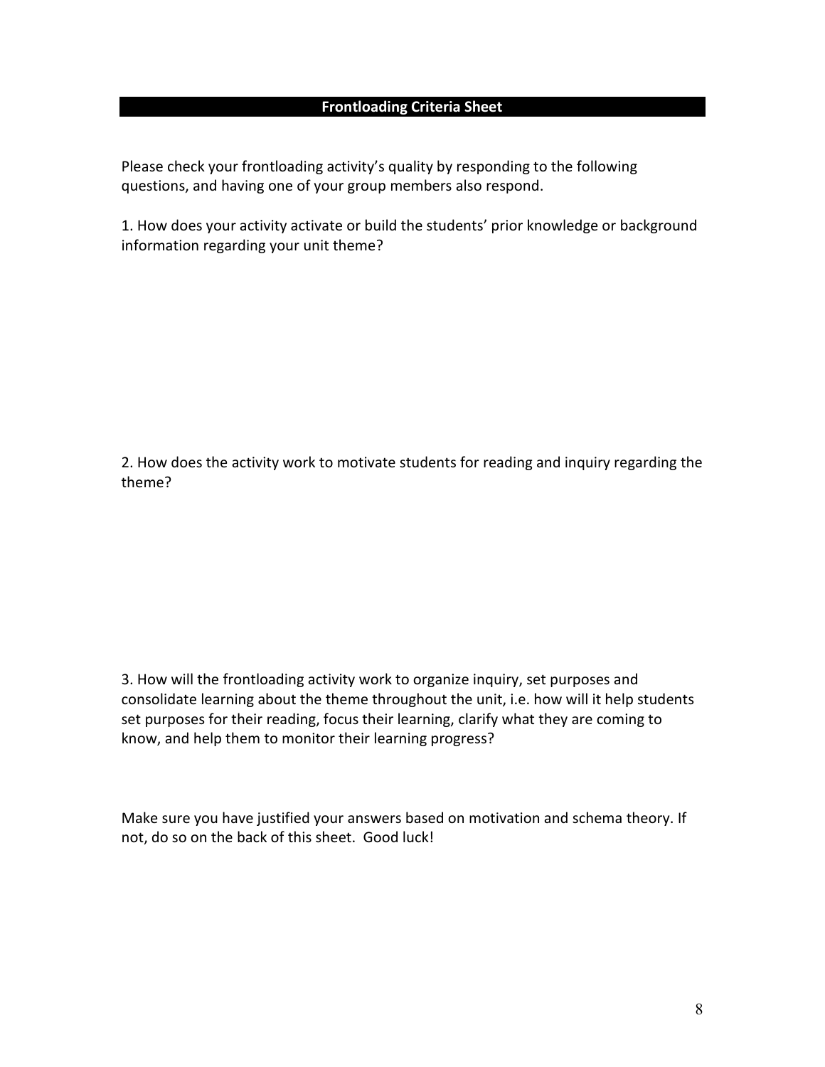## Frontloading Criteria Sheet

Please check your frontloading activity's quality by responding to the following questions, and having one of your group members also respond.

1. How does your activity activate or build the students' prior knowledge or background information regarding your unit theme?

2. How does the activity work to motivate students for reading and inquiry regarding the theme?

3. How will the frontloading activity work to organize inquiry, set purposes and consolidate learning about the theme throughout the unit, i.e. how will it help students set purposes for their reading, focus their learning, clarify what they are coming to know, and help them to monitor their learning progress?

Make sure you have justified your answers based on motivation and schema theory. If not, do so on the back of this sheet. Good luck!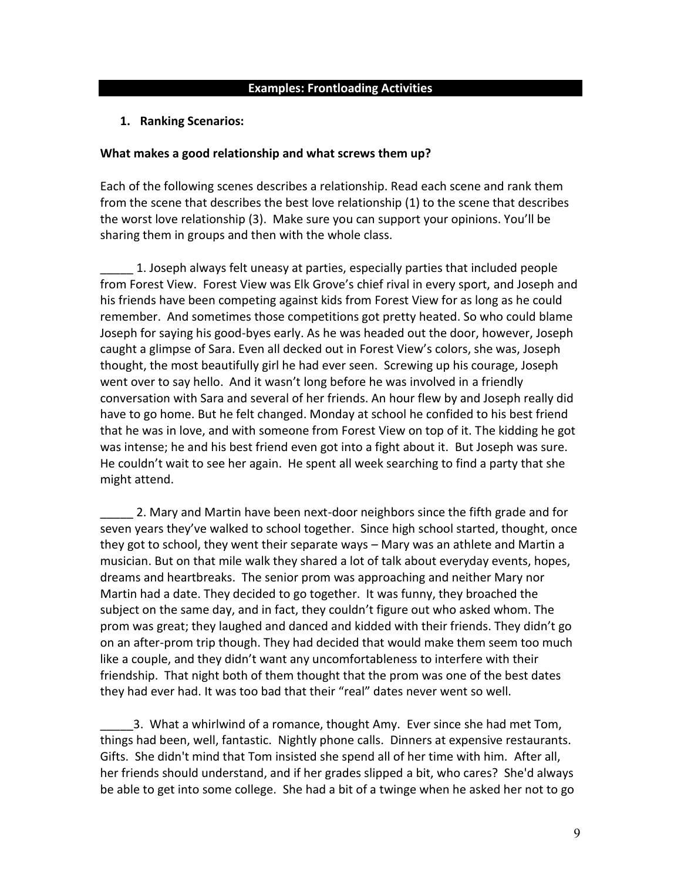## Examples: Frontloading Activities

1. **Ranking Scenarios:**

**What makes a good relationship and what screws them up?**

Each of the following scenes describes a relationship. Read each scene and rank them from the scene that describes the best love relationship (1) to the scene that describes the worst love relationship (3). Make sure you can support your opinions. You'll be sharing them in groups and then with the whole class.

_____ 1. Joseph always felt uneasy at parties, especially parties that included people from Forest View. Forest View was Elk Grove's chief rival in every sport, and Joseph and his friends have been competing against kids from Forest View for as long as he could remember. And sometimes those competitions got pretty heated. So who could blame Joseph for saying his good-byes early. As he was headed out the door, however, Joseph caught a glimpse of Sara. Even all decked out in Forest View's colors, she was, Joseph thought, the most beautifully girl he had ever seen. Screwing up his courage, Joseph went over to say hello. And it wasn't long before he was involved in a friendly conversation with Sara and several of her friends. An hour flew by and Joseph really did have to go home. But he felt changed. Monday at school he confided to his best friend that he was in love, and with someone from Forest View on top of it. The kidding he got was intense; he and his best friend even got into a fight about it. But Joseph was sure. He couldn't wait to see her again. He spent all week searching to find a party that she might attend.

_____ 2. Mary and Martin have been next-door neighbors since the fifth grade and for seven years they've walked to school together. Since high school started, thought, once they got to school, they went their separate ways – Mary was an athlete and Martin a musician. But on that mile walk they shared a lot of talk about everyday events, hopes, dreams and heartbreaks. The senior prom was approaching and neither Mary nor Martin had a date. They decided to go together. It was funny, they broached the subject on the same day, and in fact, they couldn't figure out who asked whom. The prom was great; they laughed and danced and kidded with their friends. They didn't go on an after-prom trip though. They had decided that would make them seem too much like a couple, and they didn't want any uncomfortableness to interfere with their friendship. That night both of them thought that the prom was one of the best dates they had ever had. It was too bad that their "real" dates never went so well.

_____3. What a whirlwind of a romance, thought Amy. Ever since she had met Tom, things had been, well, fantastic. Nightly phone calls. Dinners at expensive restaurants. Gifts. She didn't mind that Tom insisted she spend all of her time with him. After all, her friends should understand, and if her grades slipped a bit, who cares? She'd always be able to get into some college. She had a bit of a twinge when he asked her not to go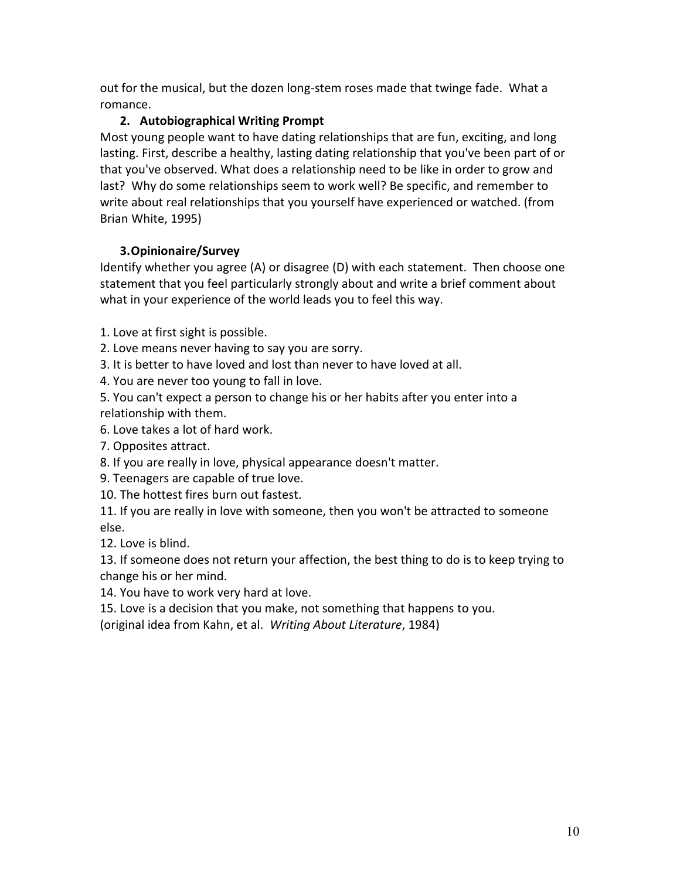out for the musical, but the dozen long-stem roses made that twinge fade. What a romance.

### 2. Autobiographical Writing Prompt

Most young people want to have dating relationships that are fun, exciting, and long lasting. First, describe a healthy, lasting dating relationship that you've been part of or that you've observed. What does a relationship need to be like in order to grow and last? Why do some relationships seem to work well? Be specific, and remember to write about real relationships that you yourself have experienced or watched. (from Brian White, 1995)

### 3. Opinionaire/Survey

Identify whether you agree (A) or disagree (D) with each statement. Then choose one statement that you feel particularly strongly about and write a brief comment about what in your experience of the world leads you to feel this way.

1. Love at first sight is possible.
2. Love means never having to say you are sorry.
3. It is better to have loved and lost than never to have loved at all.
4. You are never too young to fall in love.
5. You can't expect a person to change his or her habits after you enter into a relationship with them.
6. Love takes a lot of hard work.
7. Opposites attract.
8. If you are really in love, physical appearance doesn't matter.
9. Teenagers are capable of true love.
10. The hottest fires burn out fastest.
11. If you are really in love with someone, then you won't be attracted to someone else.
12. Love is blind.
13. If someone does not return your affection, the best thing to do is to keep trying to change his or her mind.
14. You have to work very hard at love.
15. Love is a decision that you make, not something that happens to you.

(original idea from Kahn, et al. *Writing About Literature*, 1984)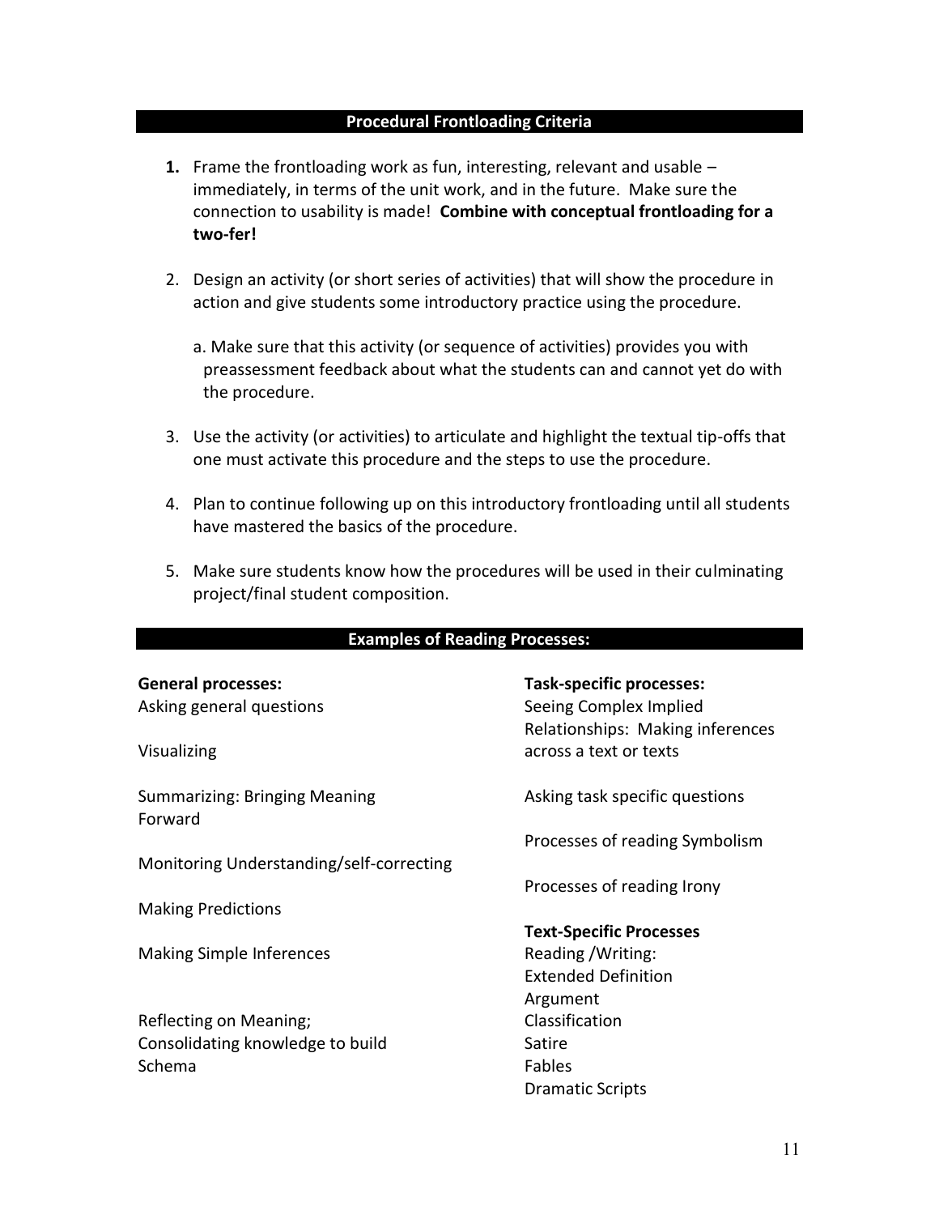## Procedural Frontloading Criteria

1. Frame the frontloading work as fun, interesting, relevant and usable – immediately, in terms of the unit work, and in the future. Make sure the connection to usability is made! **Combine with conceptual frontloading for a two-fer!**

2. Design an activity (or short series of activities) that will show the procedure in action and give students some introductory practice using the procedure.

   a. Make sure that this activity (or sequence of activities) provides you with preassessment feedback about what the students can and cannot yet do with the procedure.

3. Use the activity (or activities) to articulate and highlight the textual tip-offs that one must activate this procedure and the steps to use the procedure.

4. Plan to continue following up on this introductory frontloading until all students have mastered the basics of the procedure.

5. Make sure students know how the procedures will be used in their culminating project/final student composition.

## Examples of Reading Processes:

**General processes:**

Asking general questions

Visualizing

Summarizing: Bringing Meaning Forward

Monitoring Understanding/self-correcting

Making Predictions

Making Simple Inferences

Reflecting on Meaning; Consolidating knowledge to build Schema

**Task-specific processes:**

Seeing Complex Implied Relationships: Making inferences across a text or texts

Asking task specific questions

Processes of reading Symbolism

Processes of reading Irony

**Text-Specific Processes**

Reading /Writing:
Extended Definition
Argument
Classification
Satire
Fables
Dramatic Scripts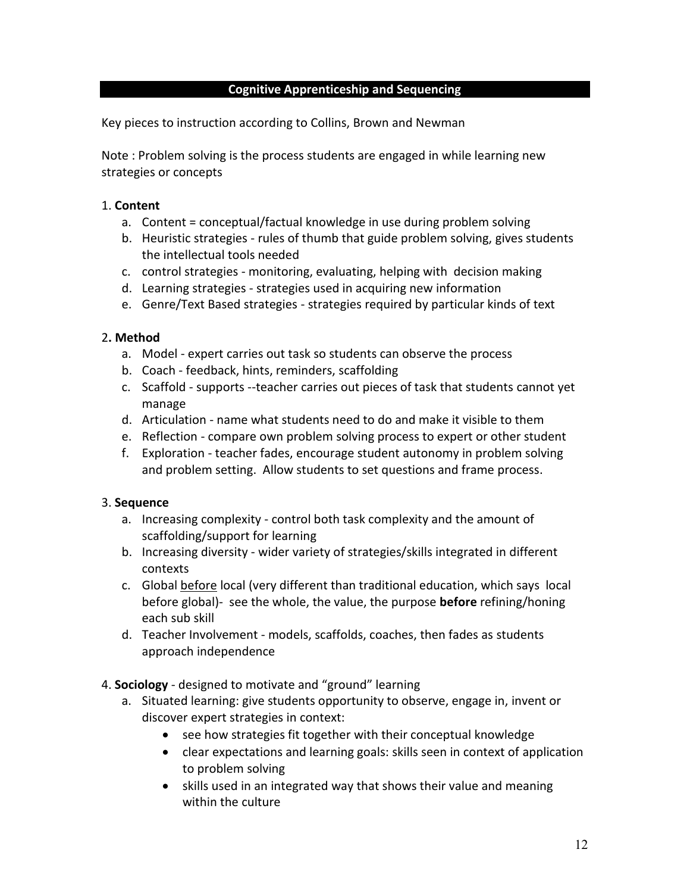## Cognitive Apprenticeship and Sequencing

Key pieces to instruction according to Collins, Brown and Newman

Note : Problem solving is the process students are engaged in while learning new strategies or concepts

1. **Content**
   a. Content = conceptual/factual knowledge in use during problem solving
   b. Heuristic strategies - rules of thumb that guide problem solving, gives students the intellectual tools needed
   c. control strategies - monitoring, evaluating, helping with decision making
   d. Learning strategies - strategies used in acquiring new information
   e. Genre/Text Based strategies - strategies required by particular kinds of text

2. **Method**
   a. Model - expert carries out task so students can observe the process
   b. Coach - feedback, hints, reminders, scaffolding
   c. Scaffold - supports --teacher carries out pieces of task that students cannot yet manage
   d. Articulation - name what students need to do and make it visible to them
   e. Reflection - compare own problem solving process to expert or other student
   f. Exploration - teacher fades, encourage student autonomy in problem solving and problem setting. Allow students to set questions and frame process.

3. **Sequence**
   a. Increasing complexity - control both task complexity and the amount of scaffolding/support for learning
   b. Increasing diversity - wider variety of strategies/skills integrated in different contexts
   c. Global <u>before</u> local (very different than traditional education, which says local before global)- see the whole, the value, the purpose **before** refining/honing each sub skill
   d. Teacher Involvement - models, scaffolds, coaches, then fades as students approach independence

4. **Sociology** - designed to motivate and "ground" learning
   a. Situated learning: give students opportunity to observe, engage in, invent or discover expert strategies in context:
      - see how strategies fit together with their conceptual knowledge
      - clear expectations and learning goals: skills seen in context of application to problem solving
      - skills used in an integrated way that shows their value and meaning within the culture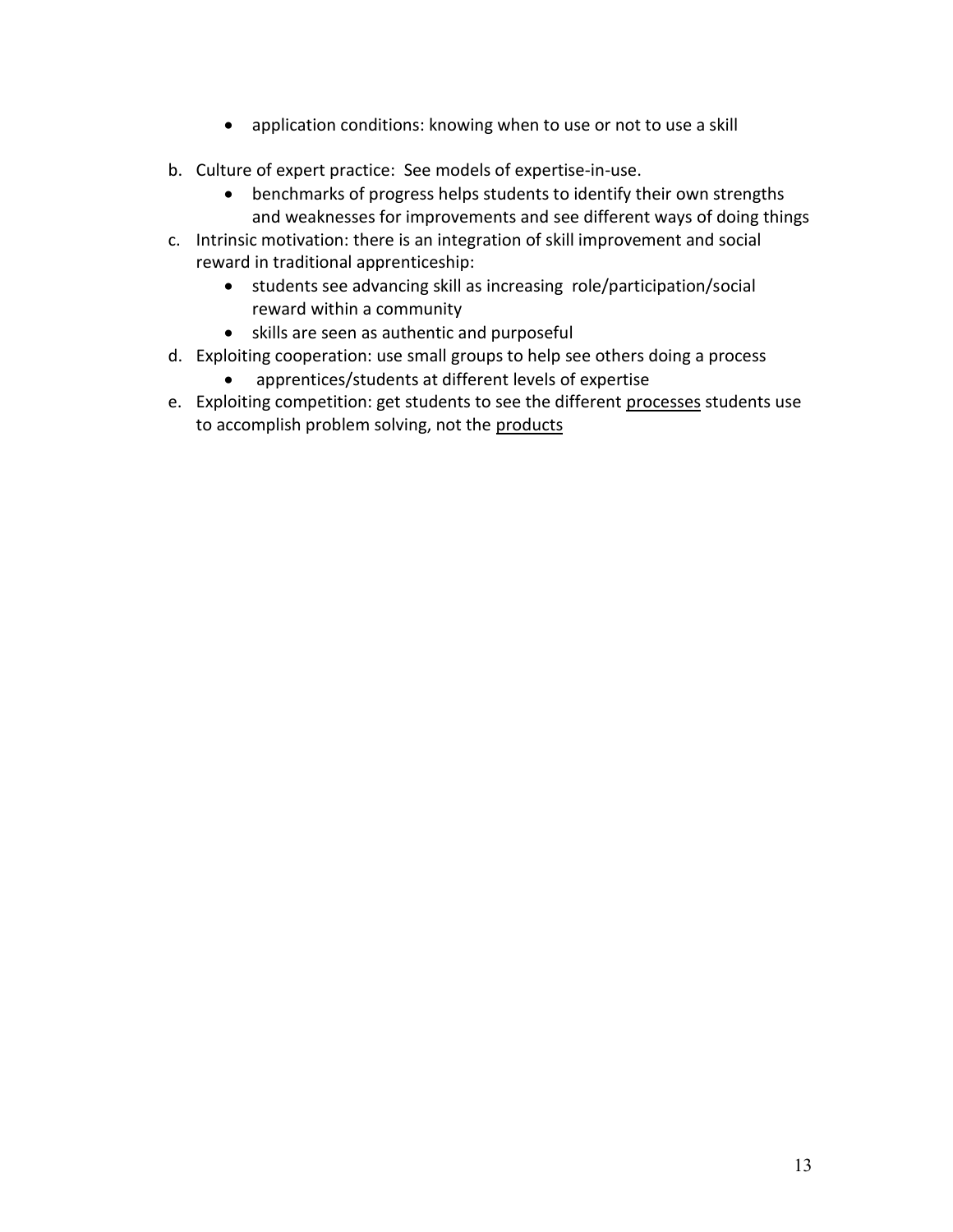- application conditions: knowing when to use or not to use a skill

b. Culture of expert practice: See models of expertise-in-use.
    - benchmarks of progress helps students to identify their own strengths and weaknesses for improvements and see different ways of doing things
c. Intrinsic motivation: there is an integration of skill improvement and social reward in traditional apprenticeship:
    - students see advancing skill as increasing role/participation/social reward within a community
    - skills are seen as authentic and purposeful
d. Exploiting cooperation: use small groups to help see others doing a process
    - apprentices/students at different levels of expertise
e. Exploiting competition: get students to see the different <u>processes</u> students use to accomplish problem solving, not the <u>products</u>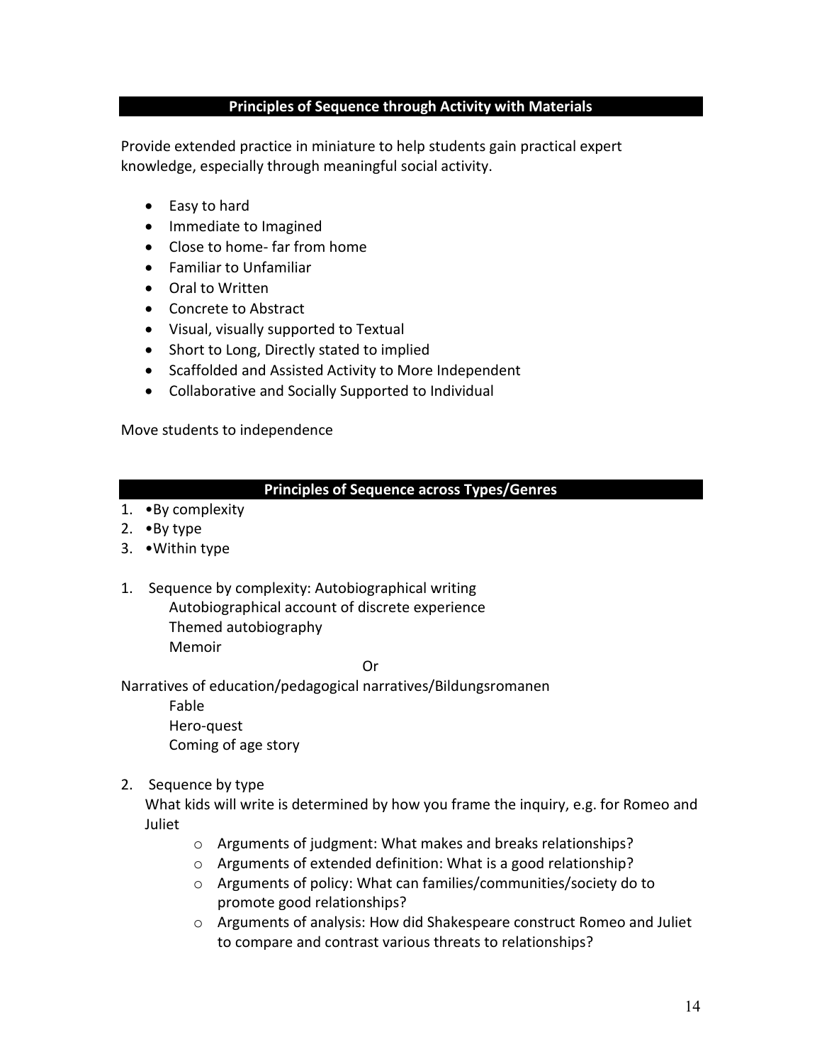## Principles of Sequence through Activity with Materials

Provide extended practice in miniature to help students gain practical expert knowledge, especially through meaningful social activity.

- Easy to hard
- Immediate to Imagined
- Close to home- far from home
- Familiar to Unfamiliar
- Oral to Written
- Concrete to Abstract
- Visual, visually supported to Textual
- Short to Long, Directly stated to implied
- Scaffolded and Assisted Activity to More Independent
- Collaborative and Socially Supported to Individual

Move students to independence

## Principles of Sequence across Types/Genres

1. •By complexity
2. •By type
3. •Within type

1. Sequence by complexity: Autobiographical writing
   - Autobiographical account of discrete experience
   - Themed autobiography
   - Memoir

Or

Narratives of education/pedagogical narratives/Bildungsromanen
   - Fable
   - Hero-quest
   - Coming of age story

2. Sequence by type

   What kids will write is determined by how you frame the inquiry, e.g. for Romeo and Juliet
   - Arguments of judgment: What makes and breaks relationships?
   - Arguments of extended definition: What is a good relationship?
   - Arguments of policy: What can families/communities/society do to promote good relationships?
   - Arguments of analysis: How did Shakespeare construct Romeo and Juliet to compare and contrast various threats to relationships?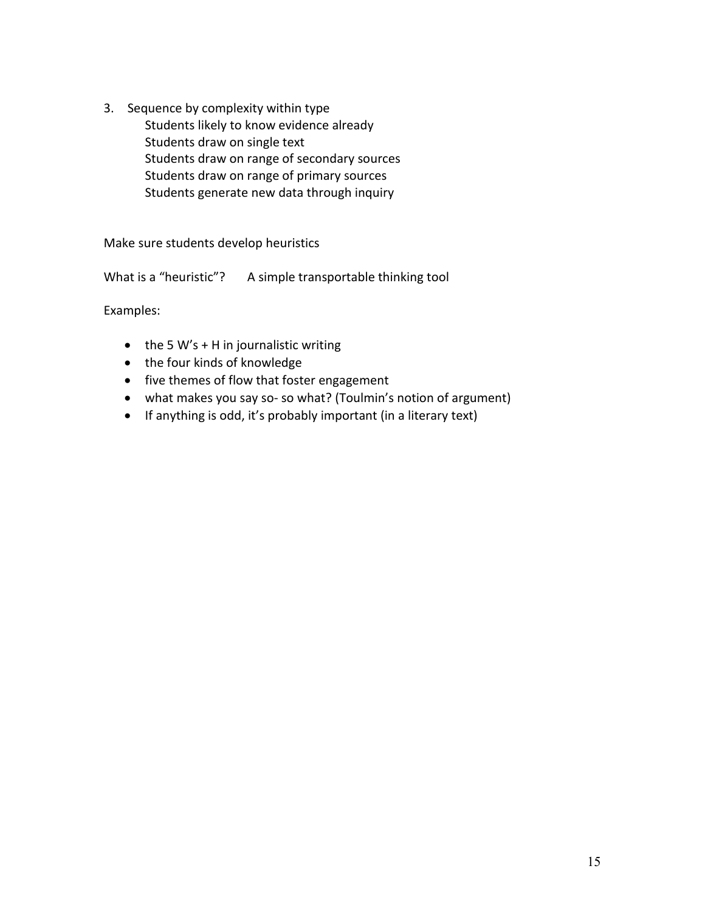3. Sequence by complexity within type
    - Students likely to know evidence already
    - Students draw on single text
    - Students draw on range of secondary sources
    - Students draw on range of primary sources
    - Students generate new data through inquiry

Make sure students develop heuristics

What is a "heuristic"? A simple transportable thinking tool

Examples:

- the 5 W's + H in journalistic writing
- the four kinds of knowledge
- five themes of flow that foster engagement
- what makes you say so- so what? (Toulmin's notion of argument)
- If anything is odd, it's probably important (in a literary text)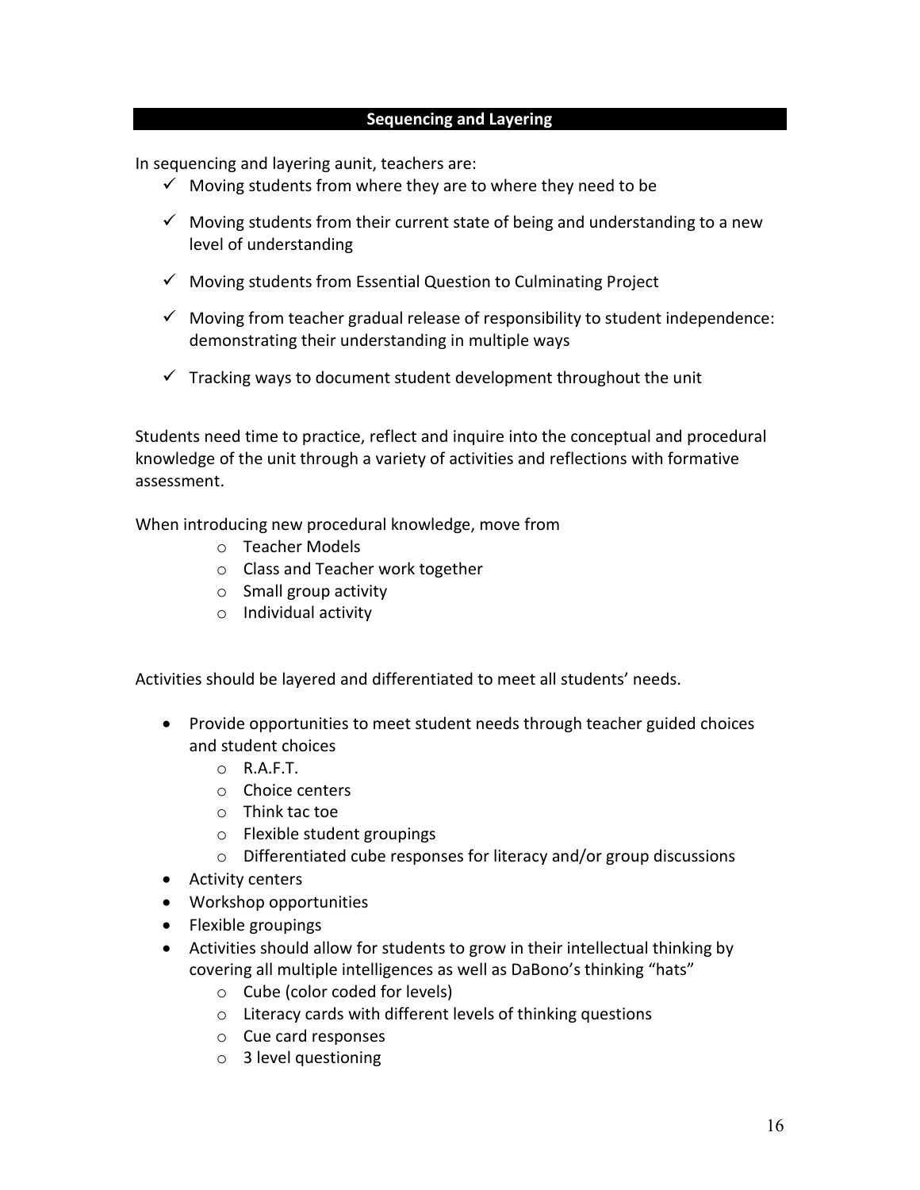## Sequencing and Layering

In sequencing and layering aunit, teachers are:

- ✓ Moving students from where they are to where they need to be
- ✓ Moving students from their current state of being and understanding to a new level of understanding
- ✓ Moving students from Essential Question to Culminating Project
- ✓ Moving from teacher gradual release of responsibility to student independence: demonstrating their understanding in multiple ways
- ✓ Tracking ways to document student development throughout the unit

Students need time to practice, reflect and inquire into the conceptual and procedural knowledge of the unit through a variety of activities and reflections with formative assessment.

When introducing new procedural knowledge, move from

- Teacher Models
- Class and Teacher work together
- Small group activity
- Individual activity

Activities should be layered and differentiated to meet all students' needs.

- Provide opportunities to meet student needs through teacher guided choices and student choices
  - R.A.F.T.
  - Choice centers
  - Think tac toe
  - Flexible student groupings
  - Differentiated cube responses for literacy and/or group discussions
- Activity centers
- Workshop opportunities
- Flexible groupings
- Activities should allow for students to grow in their intellectual thinking by covering all multiple intelligences as well as DaBono's thinking "hats"
  - Cube (color coded for levels)
  - Literacy cards with different levels of thinking questions
  - Cue card responses
  - 3 level questioning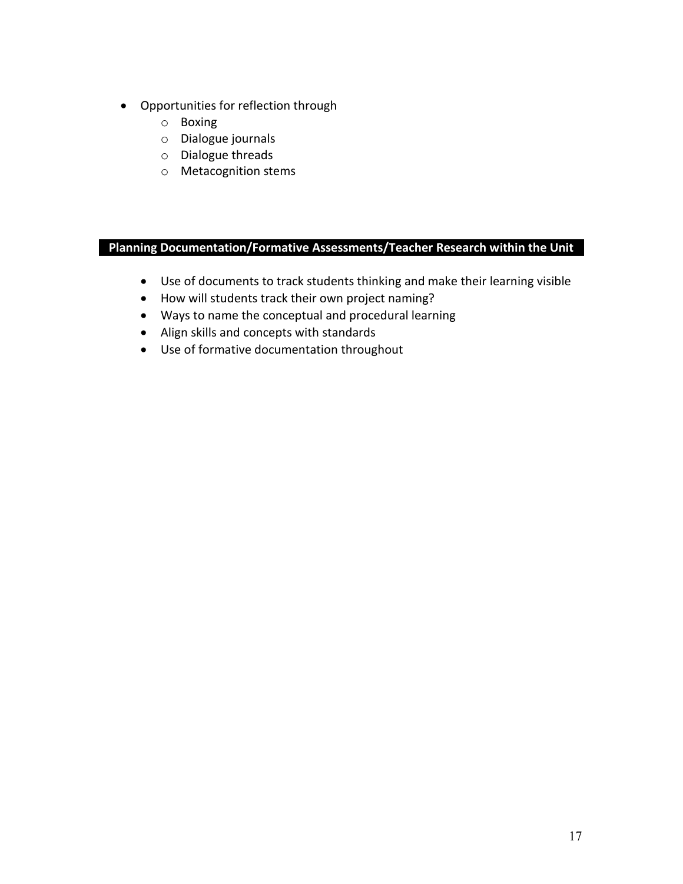- Opportunities for reflection through
  - Boxing
  - Dialogue journals
  - Dialogue threads
  - Metacognition stems

## Planning Documentation/Formative Assessments/Teacher Research within the Unit

- Use of documents to track students thinking and make their learning visible
- How will students track their own project naming?
- Ways to name the conceptual and procedural learning
- Align skills and concepts with standards
- Use of formative documentation throughout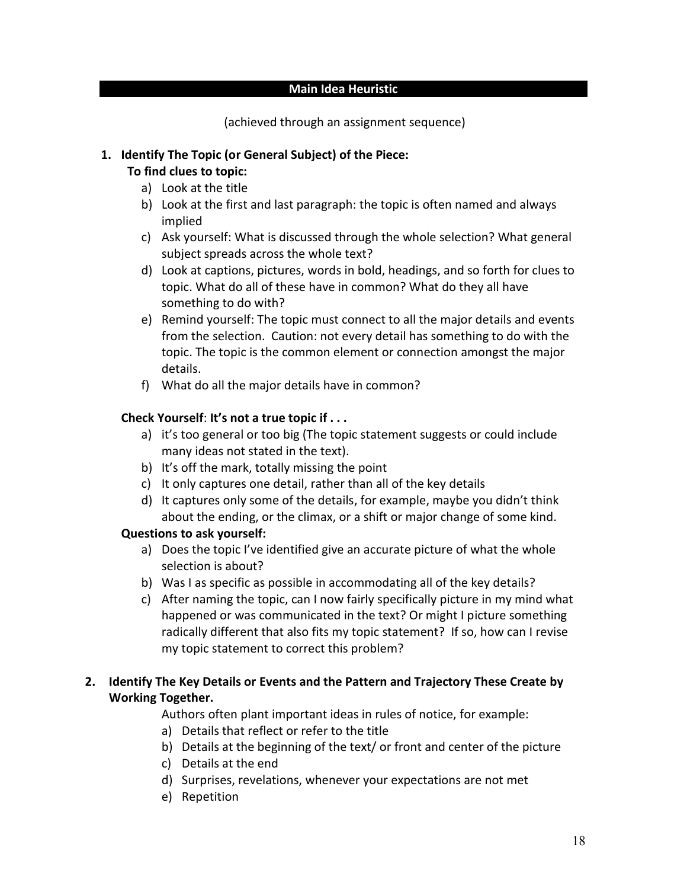## Main Idea Heuristic

(achieved through an assignment sequence)

1. **Identify The Topic (or General Subject) of the Piece:**

   **To find clues to topic:**

   a) Look at the title
   b) Look at the first and last paragraph: the topic is often named and always implied
   c) Ask yourself: What is discussed through the whole selection? What general subject spreads across the whole text?
   d) Look at captions, pictures, words in bold, headings, and so forth for clues to topic. What do all of these have in common? What do they all have something to do with?
   e) Remind yourself: The topic must connect to all the major details and events from the selection. Caution: not every detail has something to do with the topic. The topic is the common element or connection amongst the major details.
   f) What do all the major details have in common?

   **Check Yourself**: **It's not a true topic if . . .**

   a) it's too general or too big (The topic statement suggests or could include many ideas not stated in the text).
   b) It's off the mark, totally missing the point
   c) It only captures one detail, rather than all of the key details
   d) It captures only some of the details, for example, maybe you didn't think about the ending, or the climax, or a shift or major change of some kind.

   **Questions to ask yourself:**

   a) Does the topic I've identified give an accurate picture of what the whole selection is about?
   b) Was I as specific as possible in accommodating all of the key details?
   c) After naming the topic, can I now fairly specifically picture in my mind what happened or was communicated in the text? Or might I picture something radically different that also fits my topic statement? If so, how can I revise my topic statement to correct this problem?

2. **Identify The Key Details or Events and the Pattern and Trajectory These Create by Working Together.**

   Authors often plant important ideas in rules of notice, for example:

   a) Details that reflect or refer to the title
   b) Details at the beginning of the text/ or front and center of the picture
   c) Details at the end
   d) Surprises, revelations, whenever your expectations are not met
   e) Repetition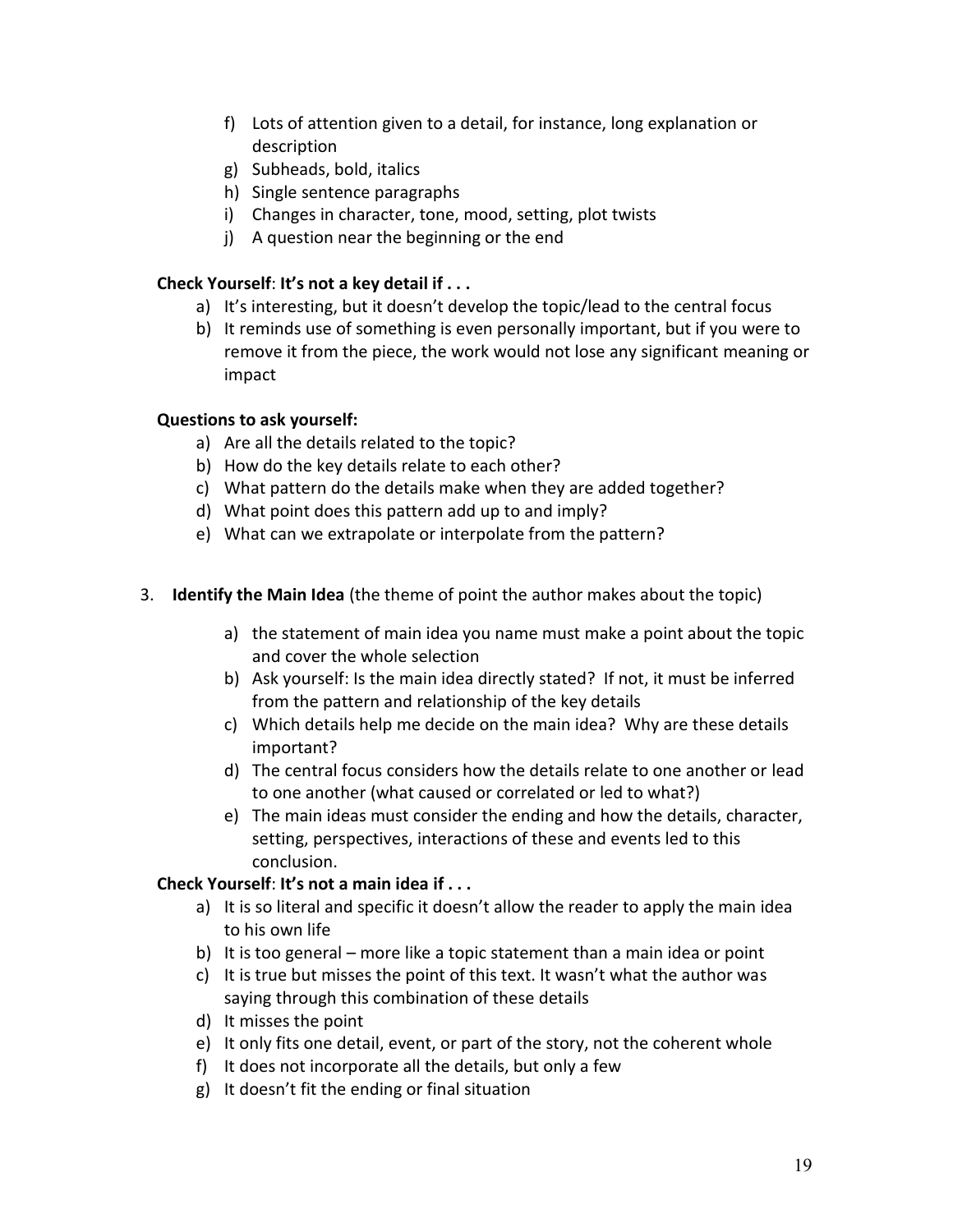f) Lots of attention given to a detail, for instance, long explanation or description
g) Subheads, bold, italics
h) Single sentence paragraphs
i) Changes in character, tone, mood, setting, plot twists
j) A question near the beginning or the end

**Check Yourself**: **It's not a key detail if . . .**

a) It's interesting, but it doesn't develop the topic/lead to the central focus
b) It reminds use of something is even personally important, but if you were to remove it from the piece, the work would not lose any significant meaning or impact

**Questions to ask yourself:**

a) Are all the details related to the topic?
b) How do the key details relate to each other?
c) What pattern do the details make when they are added together?
d) What point does this pattern add up to and imply?
e) What can we extrapolate or interpolate from the pattern?

3. **Identify the Main Idea** (the theme of point the author makes about the topic)

   a) the statement of main idea you name must make a point about the topic and cover the whole selection
   b) Ask yourself: Is the main idea directly stated? If not, it must be inferred from the pattern and relationship of the key details
   c) Which details help me decide on the main idea? Why are these details important?
   d) The central focus considers how the details relate to one another or lead to one another (what caused or correlated or led to what?)
   e) The main ideas must consider the ending and how the details, character, setting, perspectives, interactions of these and events led to this conclusion.

**Check Yourself**: **It's not a main idea if . . .**

a) It is so literal and specific it doesn't allow the reader to apply the main idea to his own life
b) It is too general – more like a topic statement than a main idea or point
c) It is true but misses the point of this text. It wasn't what the author was saying through this combination of these details
d) It misses the point
e) It only fits one detail, event, or part of the story, not the coherent whole
f) It does not incorporate all the details, but only a few
g) It doesn't fit the ending or final situation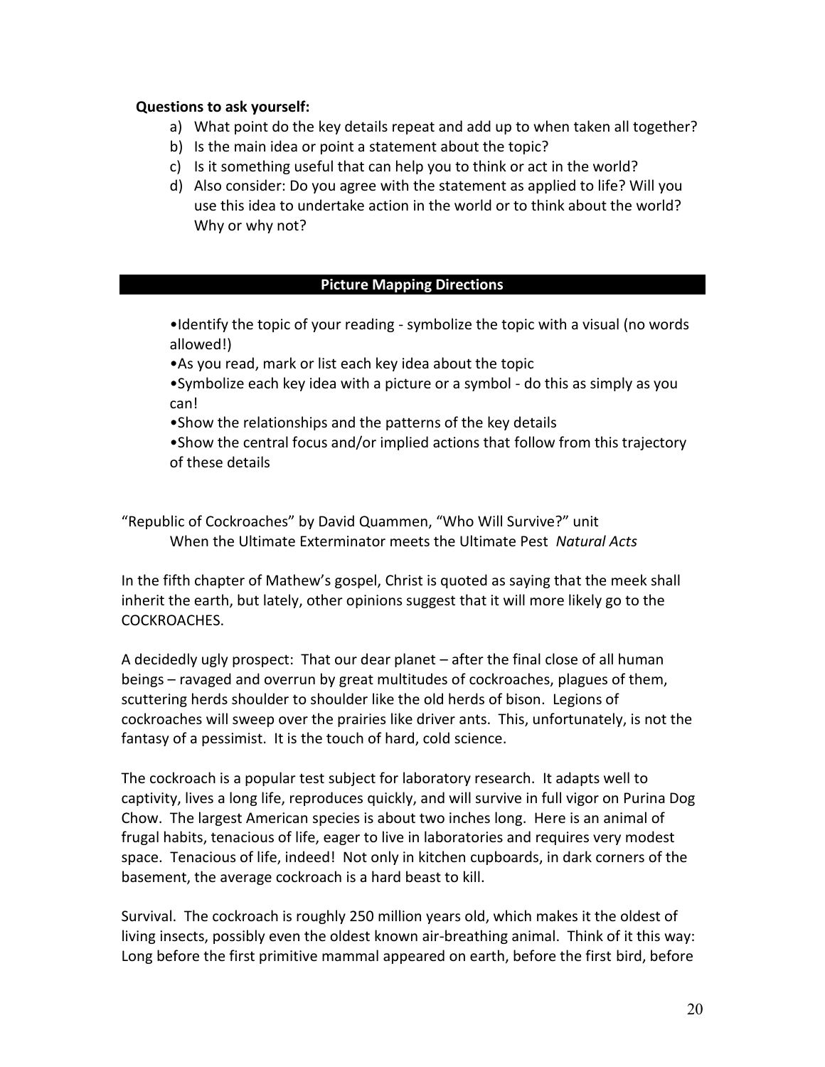**Questions to ask yourself:**

a) What point do the key details repeat and add up to when taken all together?
b) Is the main idea or point a statement about the topic?
c) Is it something useful that can help you to think or act in the world?
d) Also consider: Do you agree with the statement as applied to life? Will you use this idea to undertake action in the world or to think about the world? Why or why not?

## Picture Mapping Directions

- Identify the topic of your reading - symbolize the topic with a visual (no words allowed!)
- As you read, mark or list each key idea about the topic
- Symbolize each key idea with a picture or a symbol - do this as simply as you can!
- Show the relationships and the patterns of the key details
- Show the central focus and/or implied actions that follow from this trajectory of these details

"Republic of Cockroaches" by David Quammen, "Who Will Survive?" unit
When the Ultimate Exterminator meets the Ultimate Pest *Natural Acts*

In the fifth chapter of Mathew's gospel, Christ is quoted as saying that the meek shall inherit the earth, but lately, other opinions suggest that it will more likely go to the COCKROACHES.

A decidedly ugly prospect: That our dear planet – after the final close of all human beings – ravaged and overrun by great multitudes of cockroaches, plagues of them, scuttering herds shoulder to shoulder like the old herds of bison. Legions of cockroaches will sweep over the prairies like driver ants. This, unfortunately, is not the fantasy of a pessimist. It is the touch of hard, cold science.

The cockroach is a popular test subject for laboratory research. It adapts well to captivity, lives a long life, reproduces quickly, and will survive in full vigor on Purina Dog Chow. The largest American species is about two inches long. Here is an animal of frugal habits, tenacious of life, eager to live in laboratories and requires very modest space. Tenacious of life, indeed! Not only in kitchen cupboards, in dark corners of the basement, the average cockroach is a hard beast to kill.

Survival. The cockroach is roughly 250 million years old, which makes it the oldest of living insects, possibly even the oldest known air-breathing animal. Think of it this way: Long before the first primitive mammal appeared on earth, before the first bird, before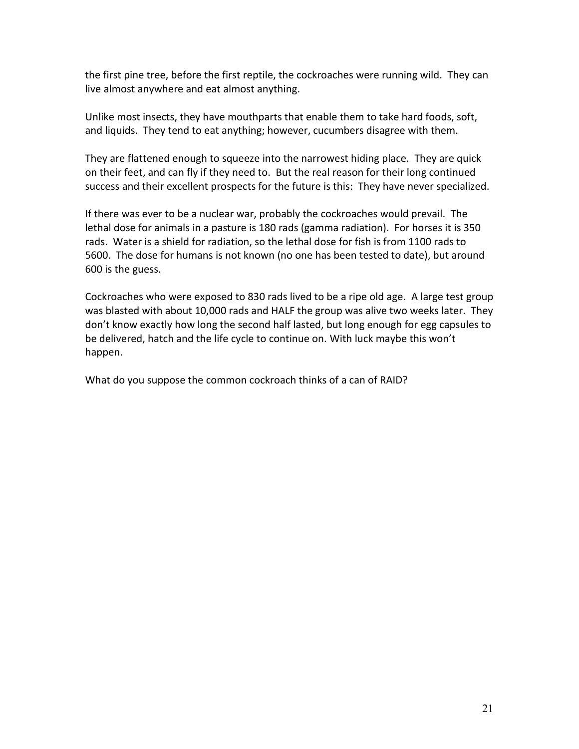the first pine tree, before the first reptile, the cockroaches were running wild. They can live almost anywhere and eat almost anything.

Unlike most insects, they have mouthparts that enable them to take hard foods, soft, and liquids. They tend to eat anything; however, cucumbers disagree with them.

They are flattened enough to squeeze into the narrowest hiding place. They are quick on their feet, and can fly if they need to. But the real reason for their long continued success and their excellent prospects for the future is this: They have never specialized.

If there was ever to be a nuclear war, probably the cockroaches would prevail. The lethal dose for animals in a pasture is 180 rads (gamma radiation). For horses it is 350 rads. Water is a shield for radiation, so the lethal dose for fish is from 1100 rads to 5600. The dose for humans is not known (no one has been tested to date), but around 600 is the guess.

Cockroaches who were exposed to 830 rads lived to be a ripe old age. A large test group was blasted with about 10,000 rads and HALF the group was alive two weeks later. They don't know exactly how long the second half lasted, but long enough for egg capsules to be delivered, hatch and the life cycle to continue on. With luck maybe this won't happen.

What do you suppose the common cockroach thinks of a can of RAID?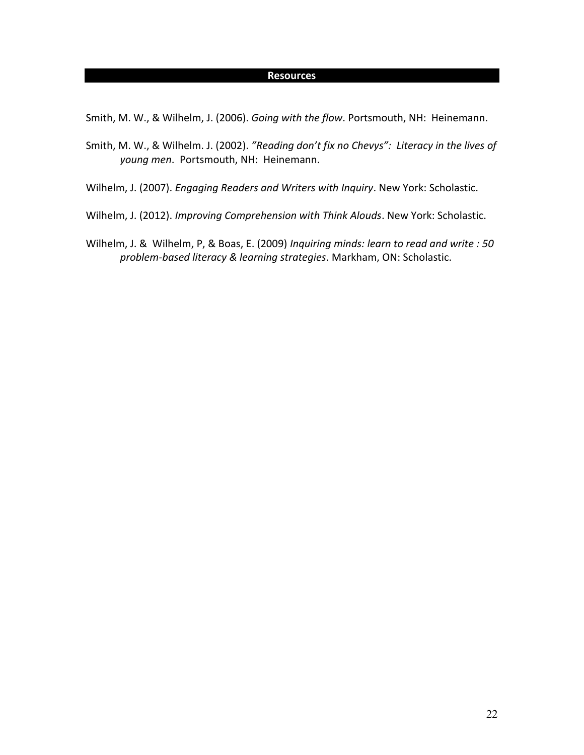## Resources

Smith, M. W., & Wilhelm, J. (2006). *Going with the flow*. Portsmouth, NH: Heinemann.

Smith, M. W., & Wilhelm. J. (2002). *"Reading don't fix no Chevys": Literacy in the lives of young men*. Portsmouth, NH: Heinemann.

Wilhelm, J. (2007). *Engaging Readers and Writers with Inquiry*. New York: Scholastic.

Wilhelm, J. (2012). *Improving Comprehension with Think Alouds*. New York: Scholastic.

Wilhelm, J. & Wilhelm, P, & Boas, E. (2009) *Inquiring minds: learn to read and write : 50 problem-based literacy & learning strategies*. Markham, ON: Scholastic.